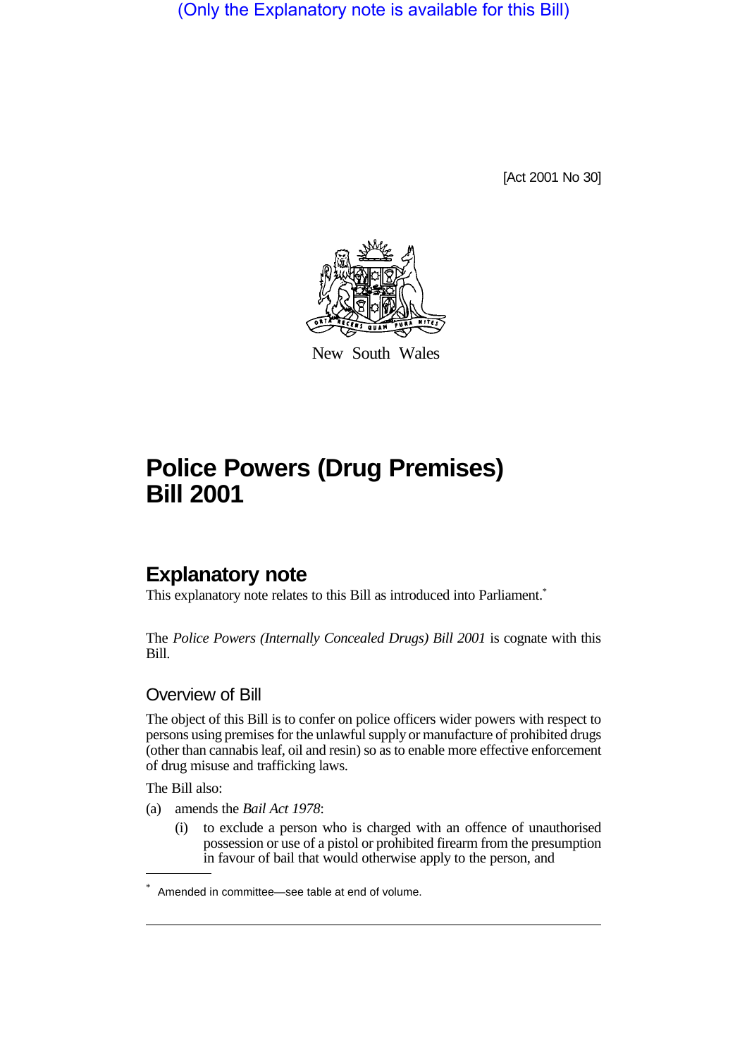(Only the Explanatory note is available for this Bill)

[Act 2001 No 30]

New South Wales

# Police Powers (Drug Premises) Bill 2001

## Explanatory note

This explanatory note relates to this Bill as introduced into Parliament.*

The *Police Powers (Internally Concealed Drugs) Bill 2001* is cognate with this Bill.

### Overview of Bill

The object of this Bill is to confer on police officers wider powers with respect to persons using premises for the unlawful supply or manufacture of prohibited drugs (other than cannabis leaf, oil and resin) so as to enable more effective enforcement of drug misuse and trafficking laws.

The Bill also:

(a) amends the *Bail Act 1978*:

  (i) to exclude a person who is charged with an offence of unauthorised possession or use of a pistol or prohibited firearm from the presumption in favour of bail that would otherwise apply to the person, and

---

\* Amended in committee—see table at end of volume.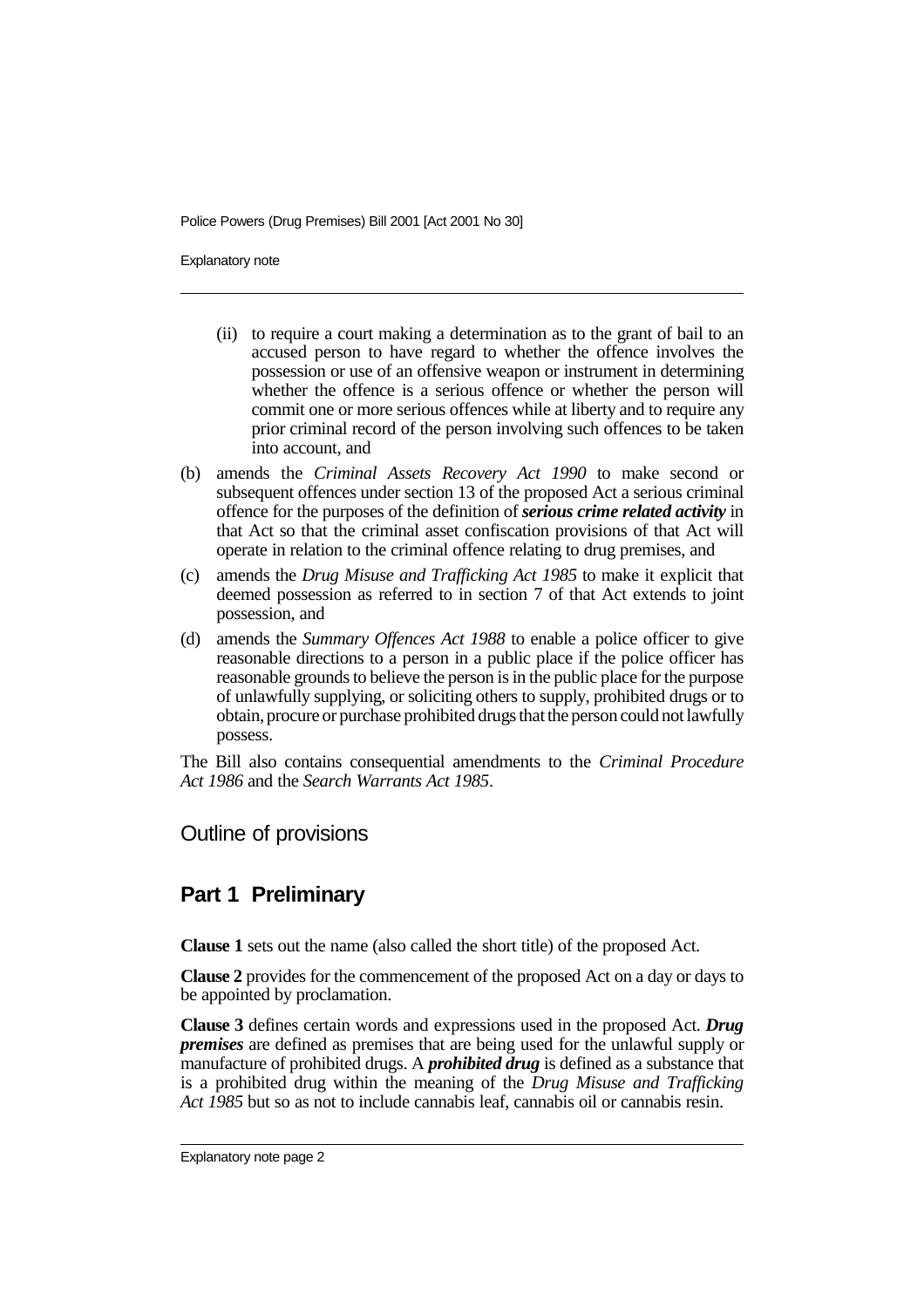(ii) to require a court making a determination as to the grant of bail to an accused person to have regard to whether the offence involves the possession or use of an offensive weapon or instrument in determining whether the offence is a serious offence or whether the person will commit one or more serious offences while at liberty and to require any prior criminal record of the person involving such offences to be taken into account, and

(b) amends the *Criminal Assets Recovery Act 1990* to make second or subsequent offences under section 13 of the proposed Act a serious criminal offence for the purposes of the definition of ***serious crime related activity*** in that Act so that the criminal asset confiscation provisions of that Act will operate in relation to the criminal offence relating to drug premises, and

(c) amends the *Drug Misuse and Trafficking Act 1985* to make it explicit that deemed possession as referred to in section 7 of that Act extends to joint possession, and

(d) amends the *Summary Offences Act 1988* to enable a police officer to give reasonable directions to a person in a public place if the police officer has reasonable grounds to believe the person is in the public place for the purpose of unlawfully supplying, or soliciting others to supply, prohibited drugs or to obtain, procure or purchase prohibited drugs that the person could not lawfully possess.

The Bill also contains consequential amendments to the *Criminal Procedure Act 1986* and the *Search Warrants Act 1985*.

## Outline of provisions

### Part 1 Preliminary

**Clause 1** sets out the name (also called the short title) of the proposed Act.

**Clause 2** provides for the commencement of the proposed Act on a day or days to be appointed by proclamation.

**Clause 3** defines certain words and expressions used in the proposed Act. ***Drug premises*** are defined as premises that are being used for the unlawful supply or manufacture of prohibited drugs. A ***prohibited drug*** is defined as a substance that is a prohibited drug within the meaning of the *Drug Misuse and Trafficking Act 1985* but so as not to include cannabis leaf, cannabis oil or cannabis resin.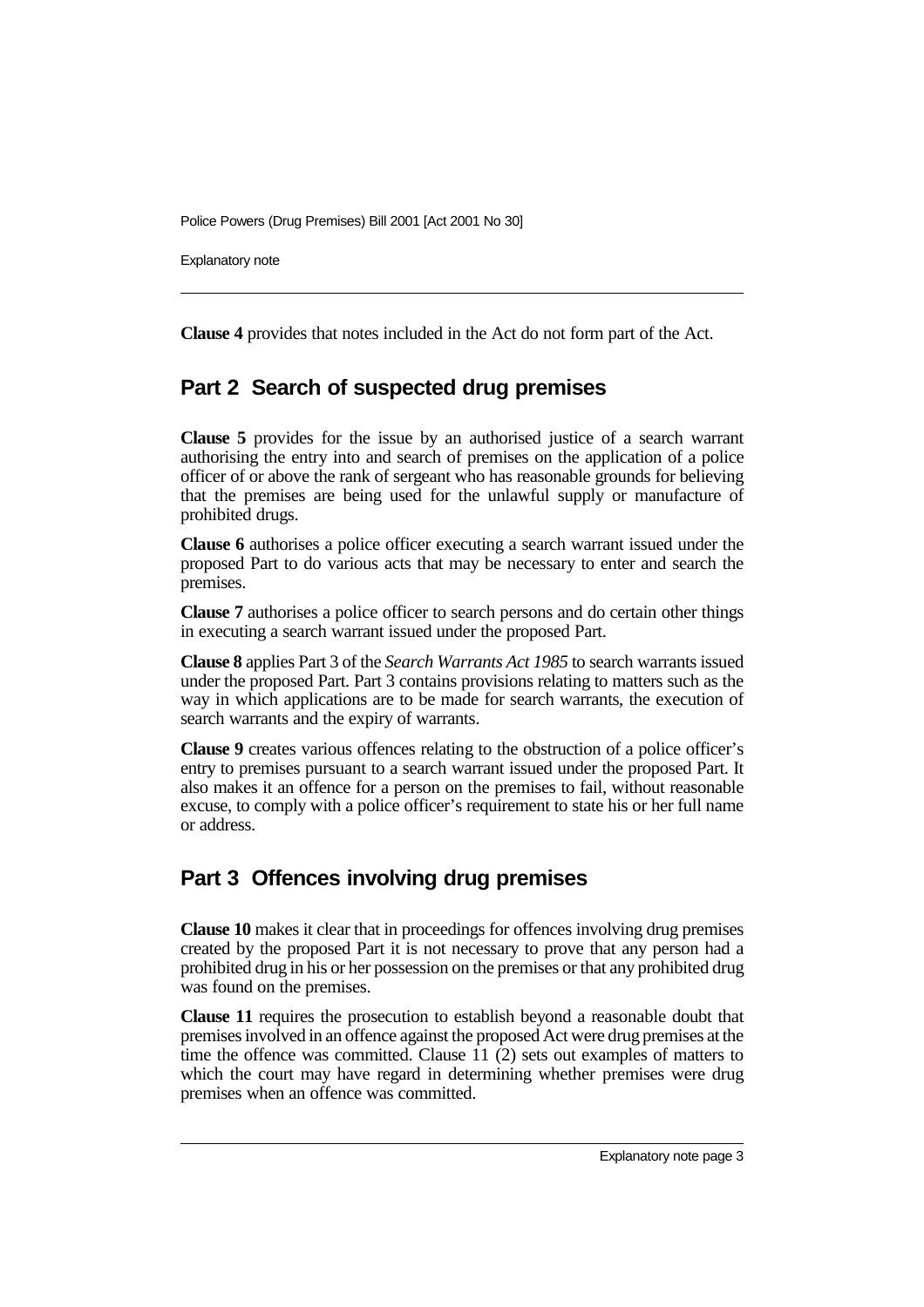**Clause 4** provides that notes included in the Act do not form part of the Act.

## Part 2 Search of suspected drug premises

**Clause 5** provides for the issue by an authorised justice of a search warrant authorising the entry into and search of premises on the application of a police officer of or above the rank of sergeant who has reasonable grounds for believing that the premises are being used for the unlawful supply or manufacture of prohibited drugs.

**Clause 6** authorises a police officer executing a search warrant issued under the proposed Part to do various acts that may be necessary to enter and search the premises.

**Clause 7** authorises a police officer to search persons and do certain other things in executing a search warrant issued under the proposed Part.

**Clause 8** applies Part 3 of the *Search Warrants Act 1985* to search warrants issued under the proposed Part. Part 3 contains provisions relating to matters such as the way in which applications are to be made for search warrants, the execution of search warrants and the expiry of warrants.

**Clause 9** creates various offences relating to the obstruction of a police officer's entry to premises pursuant to a search warrant issued under the proposed Part. It also makes it an offence for a person on the premises to fail, without reasonable excuse, to comply with a police officer's requirement to state his or her full name or address.

## Part 3 Offences involving drug premises

**Clause 10** makes it clear that in proceedings for offences involving drug premises created by the proposed Part it is not necessary to prove that any person had a prohibited drug in his or her possession on the premises or that any prohibited drug was found on the premises.

**Clause 11** requires the prosecution to establish beyond a reasonable doubt that premises involved in an offence against the proposed Act were drug premises at the time the offence was committed. Clause 11 (2) sets out examples of matters to which the court may have regard in determining whether premises were drug premises when an offence was committed.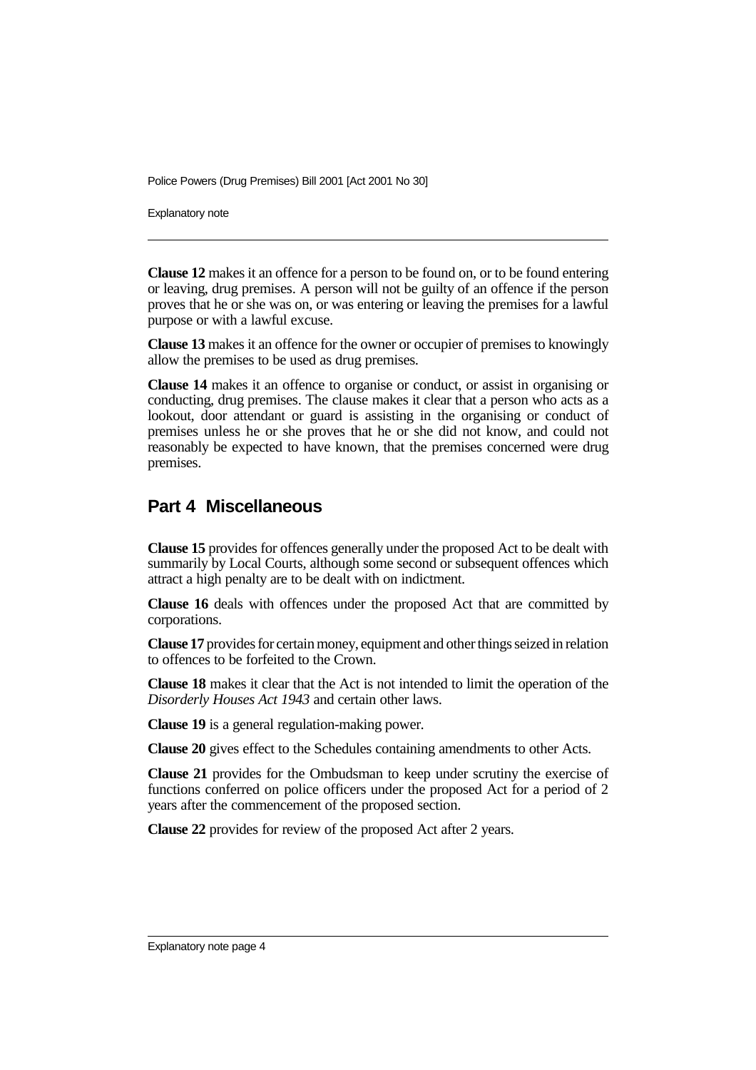**Clause 12** makes it an offence for a person to be found on, or to be found entering or leaving, drug premises. A person will not be guilty of an offence if the person proves that he or she was on, or was entering or leaving the premises for a lawful purpose or with a lawful excuse.

**Clause 13** makes it an offence for the owner or occupier of premises to knowingly allow the premises to be used as drug premises.

**Clause 14** makes it an offence to organise or conduct, or assist in organising or conducting, drug premises. The clause makes it clear that a person who acts as a lookout, door attendant or guard is assisting in the organising or conduct of premises unless he or she proves that he or she did not know, and could not reasonably be expected to have known, that the premises concerned were drug premises.

## Part 4 Miscellaneous

**Clause 15** provides for offences generally under the proposed Act to be dealt with summarily by Local Courts, although some second or subsequent offences which attract a high penalty are to be dealt with on indictment.

**Clause 16** deals with offences under the proposed Act that are committed by corporations.

**Clause 17** provides for certain money, equipment and other things seized in relation to offences to be forfeited to the Crown.

**Clause 18** makes it clear that the Act is not intended to limit the operation of the *Disorderly Houses Act 1943* and certain other laws.

**Clause 19** is a general regulation-making power.

**Clause 20** gives effect to the Schedules containing amendments to other Acts.

**Clause 21** provides for the Ombudsman to keep under scrutiny the exercise of functions conferred on police officers under the proposed Act for a period of 2 years after the commencement of the proposed section.

**Clause 22** provides for review of the proposed Act after 2 years.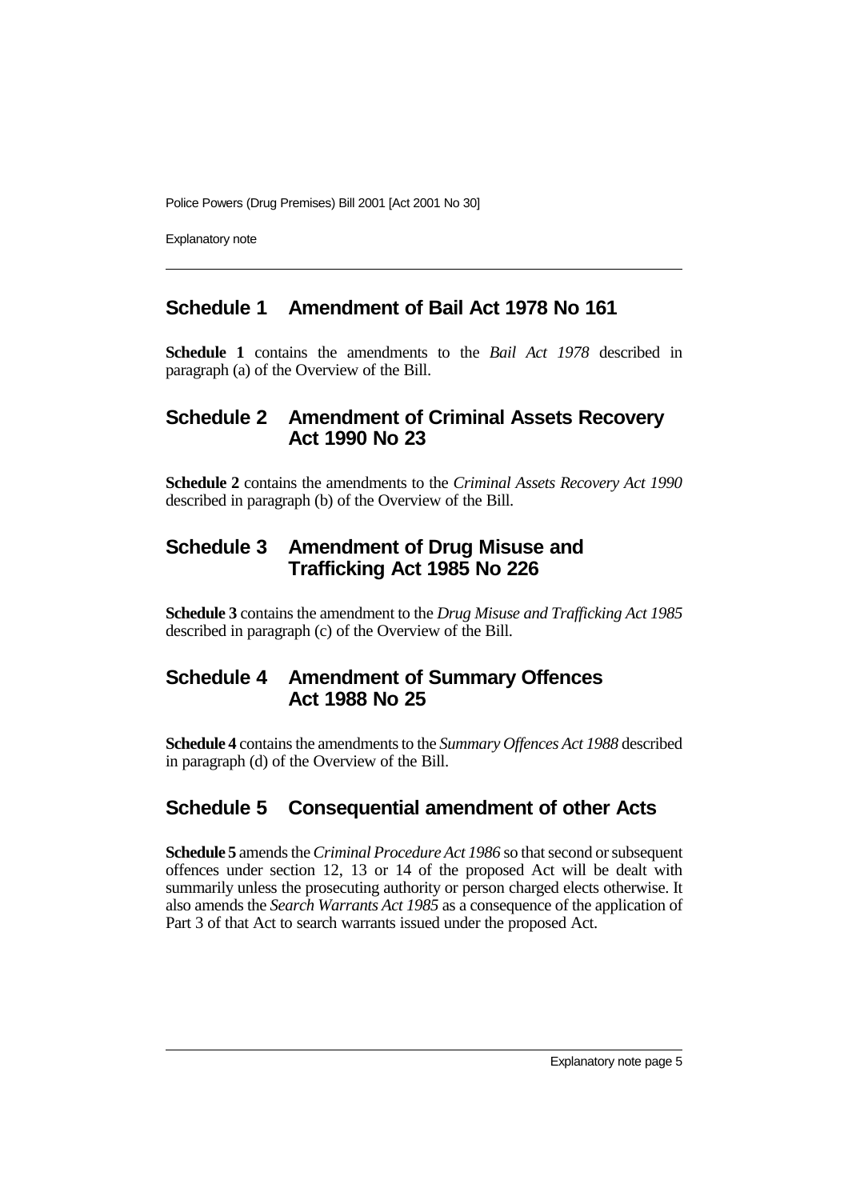## Schedule 1 Amendment of Bail Act 1978 No 161

**Schedule 1** contains the amendments to the *Bail Act 1978* described in paragraph (a) of the Overview of the Bill.

## Schedule 2 Amendment of Criminal Assets Recovery Act 1990 No 23

**Schedule 2** contains the amendments to the *Criminal Assets Recovery Act 1990* described in paragraph (b) of the Overview of the Bill.

## Schedule 3 Amendment of Drug Misuse and Trafficking Act 1985 No 226

**Schedule 3** contains the amendment to the *Drug Misuse and Trafficking Act 1985* described in paragraph (c) of the Overview of the Bill.

## Schedule 4 Amendment of Summary Offences Act 1988 No 25

**Schedule 4** contains the amendments to the *Summary Offences Act 1988* described in paragraph (d) of the Overview of the Bill.

## Schedule 5 Consequential amendment of other Acts

**Schedule 5** amends the *Criminal Procedure Act 1986* so that second or subsequent offences under section 12, 13 or 14 of the proposed Act will be dealt with summarily unless the prosecuting authority or person charged elects otherwise. It also amends the *Search Warrants Act 1985* as a consequence of the application of Part 3 of that Act to search warrants issued under the proposed Act.